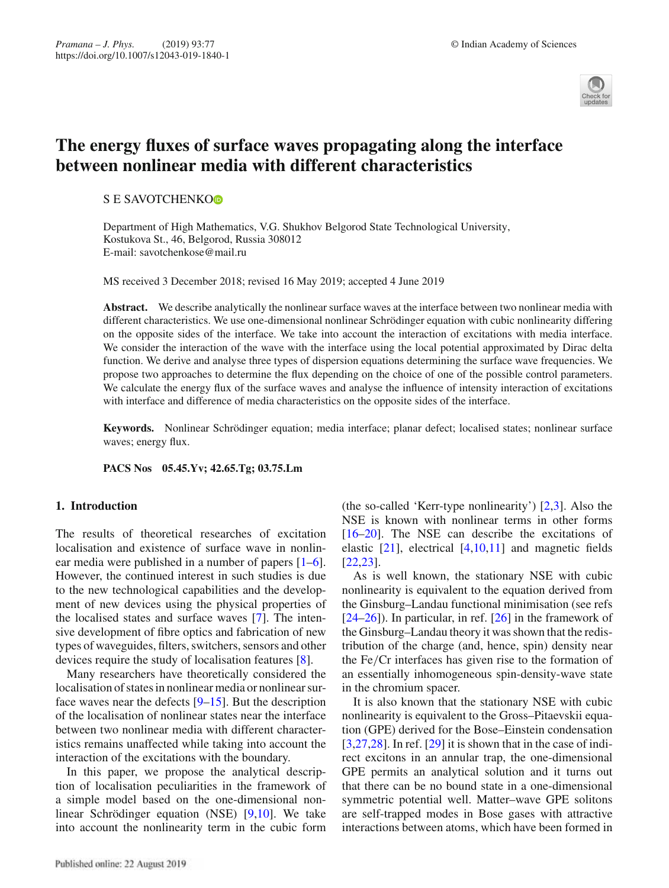# The energy fluxes of surface waves propagating along the interface between nonlinear media with different characteristics

S E SAVOTCHENKO

Department of High Mathematics, V.G. Shukhov Belgorod State Technological University, Kostukova St., 46, Belgorod, Russia 308012
E-mail: savotchenkose@mail.ru

MS received 3 December 2018; revised 16 May 2019; accepted 4 June 2019

**Abstract.** We describe analytically the nonlinear surface waves at the interface between two nonlinear media with different characteristics. We use one-dimensional nonlinear Schrödinger equation with cubic nonlinearity differing on the opposite sides of the interface. We take into account the interaction of excitations with media interface. We consider the interaction of the wave with the interface using the local potential approximated by Dirac delta function. We derive and analyse three types of dispersion equations determining the surface wave frequencies. We propose two approaches to determine the flux depending on the choice of one of the possible control parameters. We calculate the energy flux of the surface waves and analyse the influence of intensity interaction of excitations with interface and difference of media characteristics on the opposite sides of the interface.

**Keywords.** Nonlinear Schrödinger equation; media interface; planar defect; localised states; nonlinear surface waves; energy flux.

**PACS Nos** 05.45.Yv; 42.65.Tg; 03.75.Lm

## 1. Introduction

The results of theoretical researches of excitation localisation and existence of surface wave in nonlinear media were published in a number of papers [1–6]. However, the continued interest in such studies is due to the new technological capabilities and the development of new devices using the physical properties of the localised states and surface waves [7]. The intensive development of fibre optics and fabrication of new types of waveguides, filters, switchers, sensors and other devices require the study of localisation features [8].

Many researchers have theoretically considered the localisation of states in nonlinear media or nonlinear surface waves near the defects [9–15]. But the description of the localisation of nonlinear states near the interface between two nonlinear media with different characteristics remains unaffected while taking into account the interaction of the excitations with the boundary.

In this paper, we propose the analytical description of localisation peculiarities in the framework of a simple model based on the one-dimensional nonlinear Schrödinger equation (NSE) [9,10]. We take into account the nonlinearity term in the cubic form (the so-called 'Kerr-type nonlinearity') [2,3]. Also the NSE is known with nonlinear terms in other forms [16–20]. The NSE can describe the excitations of elastic [21], electrical [4,10,11] and magnetic fields [22,23].

As is well known, the stationary NSE with cubic nonlinearity is equivalent to the equation derived from the Ginsburg–Landau functional minimisation (see refs [24–26]). In particular, in ref. [26] in the framework of the Ginsburg–Landau theory it was shown that the redistribution of the charge (and, hence, spin) density near the Fe/Cr interfaces has given rise to the formation of an essentially inhomogeneous spin-density-wave state in the chromium spacer.

It is also known that the stationary NSE with cubic nonlinearity is equivalent to the Gross–Pitaevskii equation (GPE) derived for the Bose–Einstein condensation [3,27,28]. In ref. [29] it is shown that in the case of indirect excitons in an annular trap, the one-dimensional GPE permits an analytical solution and it turns out that there can be no bound state in a one-dimensional symmetric potential well. Matter–wave GPE solitons are self-trapped modes in Bose gases with attractive interactions between atoms, which have been formed in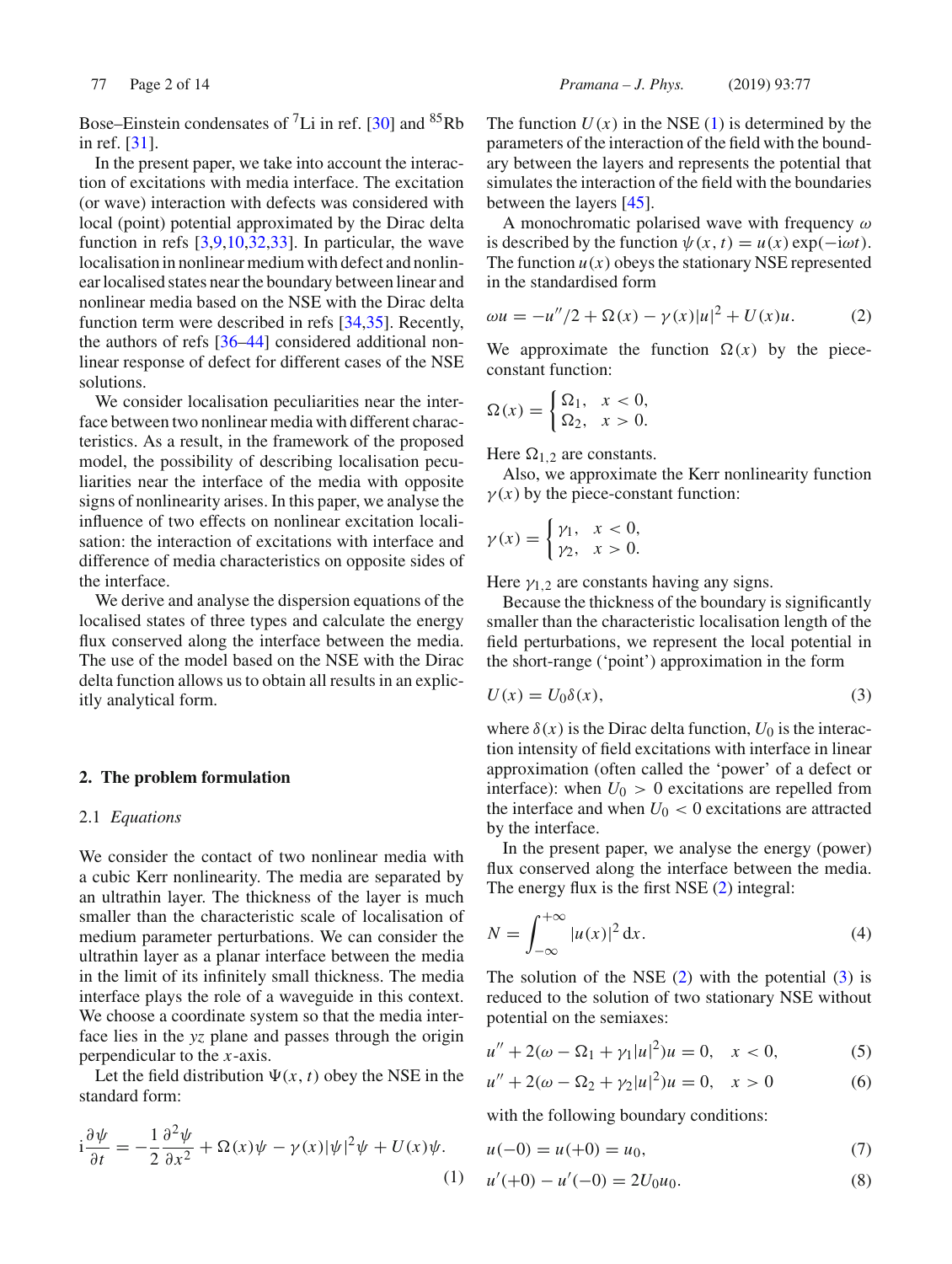Bose–Einstein condensates of $^7$Li in ref. [30] and $^{85}$Rb in ref. [31].

In the present paper, we take into account the interaction of excitations with media interface. The excitation (or wave) interaction with defects was considered with local (point) potential approximated by the Dirac delta function in refs [3,9,10,32,33]. In particular, the wave localisation in nonlinear medium with defect and nonlinear localised states near the boundary between linear and nonlinear media based on the NSE with the Dirac delta function term were described in refs [34,35]. Recently, the authors of refs [36–44] considered additional nonlinear response of defect for different cases of the NSE solutions.

We consider localisation peculiarities near the interface between two nonlinear media with different characteristics. As a result, in the framework of the proposed model, the possibility of describing localisation peculiarities near the interface of the media with opposite signs of nonlinearity arises. In this paper, we analyse the influence of two effects on nonlinear excitation localisation: the interaction of excitations with interface and difference of media characteristics on opposite sides of the interface.

We derive and analyse the dispersion equations of the localised states of three types and calculate the energy flux conserved along the interface between the media. The use of the model based on the NSE with the Dirac delta function allows us to obtain all results in an explicitly analytical form.

## 2. The problem formulation

### 2.1 *Equations*

We consider the contact of two nonlinear media with a cubic Kerr nonlinearity. The media are separated by an ultrathin layer. The thickness of the layer is much smaller than the characteristic scale of localisation of medium parameter perturbations. We can consider the ultrathin layer as a planar interface between the media in the limit of its infinitely small thickness. The media interface plays the role of a waveguide in this context. We choose a coordinate system so that the media interface lies in the $yz$ plane and passes through the origin perpendicular to the $x$-axis.

Let the field distribution $\Psi(x,t)$ obey the NSE in the standard form:

$$\mathrm{i}\frac{\partial \psi}{\partial t} = -\frac{1}{2}\frac{\partial^2 \psi}{\partial x^2} + \Omega(x)\psi - \gamma(x)|\psi|^2\psi + U(x)\psi. \tag{1}$$

The function $U(x)$ in the NSE (1) is determined by the parameters of the interaction of the field with the boundary between the layers and represents the potential that simulates the interaction of the field with the boundaries between the layers [45].

A monochromatic polarised wave with frequency $\omega$ is described by the function $\psi(x,t) = u(x)\exp(-\mathrm{i}\omega t)$. The function $u(x)$ obeys the stationary NSE represented in the standardised form

$$\omega u = -u''/2 + \Omega(x) - \gamma(x)|u|^2 + U(x)u. \tag{2}$$

We approximate the function $\Omega(x)$ by the piece-constant function:

$$\Omega(x) = \begin{cases} \Omega_1, & x < 0, \\ \Omega_2, & x > 0. \end{cases}$$

Here $\Omega_{1,2}$ are constants.

Also, we approximate the Kerr nonlinearity function $\gamma(x)$ by the piece-constant function:

$$\gamma(x) = \begin{cases} \gamma_1, & x < 0, \\ \gamma_2, & x > 0. \end{cases}$$

Here $\gamma_{1,2}$ are constants having any signs.

Because the thickness of the boundary is significantly smaller than the characteristic localisation length of the field perturbations, we represent the local potential in the short-range ('point') approximation in the form

$$U(x) = U_0\delta(x), \tag{3}$$

where $\delta(x)$ is the Dirac delta function, $U_0$ is the interaction intensity of field excitations with interface in linear approximation (often called the 'power' of a defect or interface): when $U_0 > 0$ excitations are repelled from the interface and when $U_0 < 0$ excitations are attracted by the interface.

In the present paper, we analyse the energy (power) flux conserved along the interface between the media. The energy flux is the first NSE (2) integral:

$$N = \int_{-\infty}^{+\infty} |u(x)|^2\,\mathrm{d}x. \tag{4}$$

The solution of the NSE (2) with the potential (3) is reduced to the solution of two stationary NSE without potential on the semiaxes:

$$u'' + 2(\omega - \Omega_1 + \gamma_1|u|^2)u = 0, \quad x < 0, \tag{5}$$

$$u'' + 2(\omega - \Omega_2 + \gamma_2|u|^2)u = 0, \quad x > 0 \tag{6}$$

with the following boundary conditions:

$$u(-0) = u(+0) = u_0, \tag{7}$$

$$u'(+0) - u'(-0) = 2U_0u_0. \tag{8}$$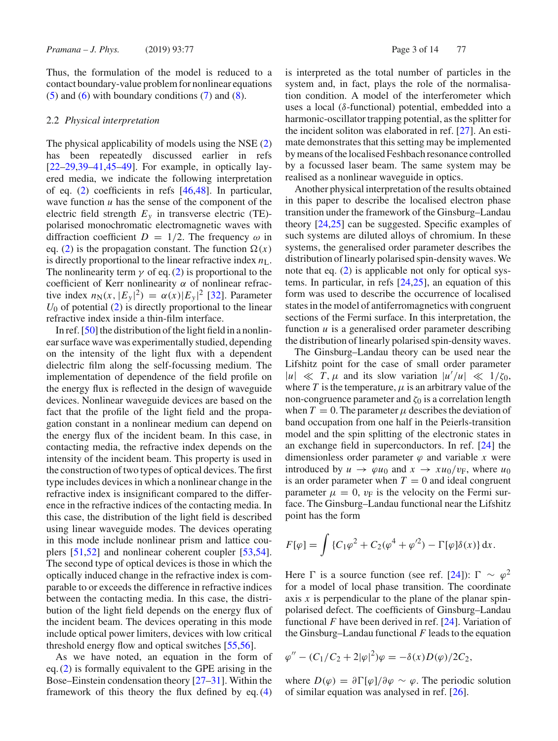Thus, the formulation of the model is reduced to a contact boundary-value problem for nonlinear equations (5) and (6) with boundary conditions (7) and (8).

### 2.2 *Physical interpretation*

The physical applicability of models using the NSE (2) has been repeatedly discussed earlier in refs [22–29,39–41,45–49]. For example, in optically layered media, we indicate the following interpretation of eq. (2) coefficients in refs [46,48]. In particular, wave function $u$ has the sense of the component of the electric field strength $E_y$ in transverse electric (TE)-polarised monochromatic electromagnetic waves with diffraction coefficient $D = 1/2$. The frequency $\omega$ in eq. (2) is the propagation constant. The function $\Omega(x)$ is directly proportional to the linear refractive index $n_{\mathrm{L}}$. The nonlinearity term $\gamma$ of eq. (2) is proportional to the coefficient of Kerr nonlinearity $\alpha$ of nonlinear refractive index $n_{\mathrm{N}}(x, |E_y|^2) = \alpha(x)|E_y|^2$ [32]. Parameter $U_0$ of potential (2) is directly proportional to the linear refractive index inside a thin-film interface.

In ref. [50] the distribution of the light field in a nonlinear surface wave was experimentally studied, depending on the intensity of the light flux with a dependent dielectric film along the self-focussing medium. The implementation of dependence of the field profile on the energy flux is reflected in the design of waveguide devices. Nonlinear waveguide devices are based on the fact that the profile of the light field and the propagation constant in a nonlinear medium can depend on the energy flux of the incident beam. In this case, in contacting media, the refractive index depends on the intensity of the incident beam. This property is used in the construction of two types of optical devices. The first type includes devices in which a nonlinear change in the refractive index is insignificant compared to the difference in the refractive indices of the contacting media. In this case, the distribution of the light field is described using linear waveguide modes. The devices operating in this mode include nonlinear prism and lattice couplers [51,52] and nonlinear coherent coupler [53,54]. The second type of optical devices is those in which the optically induced change in the refractive index is comparable to or exceeds the difference in refractive indices between the contacting media. In this case, the distribution of the light field depends on the energy flux of the incident beam. The devices operating in this mode include optical power limiters, devices with low critical threshold energy flow and optical switches [55,56].

As we have noted, an equation in the form of eq. (2) is formally equivalent to the GPE arising in the Bose–Einstein condensation theory [27–31]. Within the framework of this theory the flux defined by eq. (4) is interpreted as the total number of particles in the system and, in fact, plays the role of the normalisation condition. A model of the interferometer which uses a local ($\delta$-functional) potential, embedded into a harmonic-oscillator trapping potential, as the splitter for the incident soliton was elaborated in ref. [27]. An estimate demonstrates that this setting may be implemented by means of the localised Feshbach resonance controlled by a focussed laser beam. The same system may be realised as a nonlinear waveguide in optics.

Another physical interpretation of the results obtained in this paper to describe the localised electron phase transition under the framework of the Ginsburg–Landau theory [24,25] can be suggested. Specific examples of such systems are diluted alloys of chromium. In these systems, the generalised order parameter describes the distribution of linearly polarised spin-density waves. We note that eq. (2) is applicable not only for optical systems. In particular, in refs [24,25], an equation of this form was used to describe the occurrence of localised states in the model of antiferromagnetics with congruent sections of the Fermi surface. In this interpretation, the function $u$ is a generalised order parameter describing the distribution of linearly polarised spin-density waves.

The Ginsburg–Landau theory can be used near the Lifshitz point for the case of small order parameter $|u| \ll T, \mu$ and its slow variation $|u'/u| \ll 1/\zeta_0$, where $T$ is the temperature, $\mu$ is an arbitrary value of the non-congruence parameter and $\zeta_0$ is a correlation length when $T = 0$. The parameter $\mu$ describes the deviation of band occupation from one half in the Peierls-transition model and the spin splitting of the electronic states in an exchange field in superconductors. In ref. [24] the dimensionless order parameter $\varphi$ and variable $x$ were introduced by $u \to \varphi u_0$ and $x \to x u_0/v_{\mathrm{F}}$, where $u_0$ is an order parameter when $T = 0$ and ideal congruent parameter $\mu = 0$, $v_{\mathrm{F}}$ is the velocity on the Fermi surface. The Ginsburg–Landau functional near the Lifshitz point has the form

$$F[\varphi] = \int \{C_1\varphi^2 + C_2(\varphi^4 + \varphi'^2) - \Gamma[\varphi]\delta(x)\}\,\mathrm{d}x.$$

Here $\Gamma$ is a source function (see ref. [24]): $\Gamma \sim \varphi^2$ for a model of local phase transition. The coordinate axis $x$ is perpendicular to the plane of the planar spin-polarised defect. The coefficients of Ginsburg–Landau functional $F$ have been derived in ref. [24]. Variation of the Ginsburg–Landau functional $F$ leads to the equation

$$\varphi'' - (C_1/C_2 + 2|\varphi|^2)\varphi = -\delta(x)D(\varphi)/2C_2,$$

where $D(\varphi) = \partial\Gamma[\varphi]/\partial\varphi \sim \varphi$. The periodic solution of similar equation was analysed in ref. [26].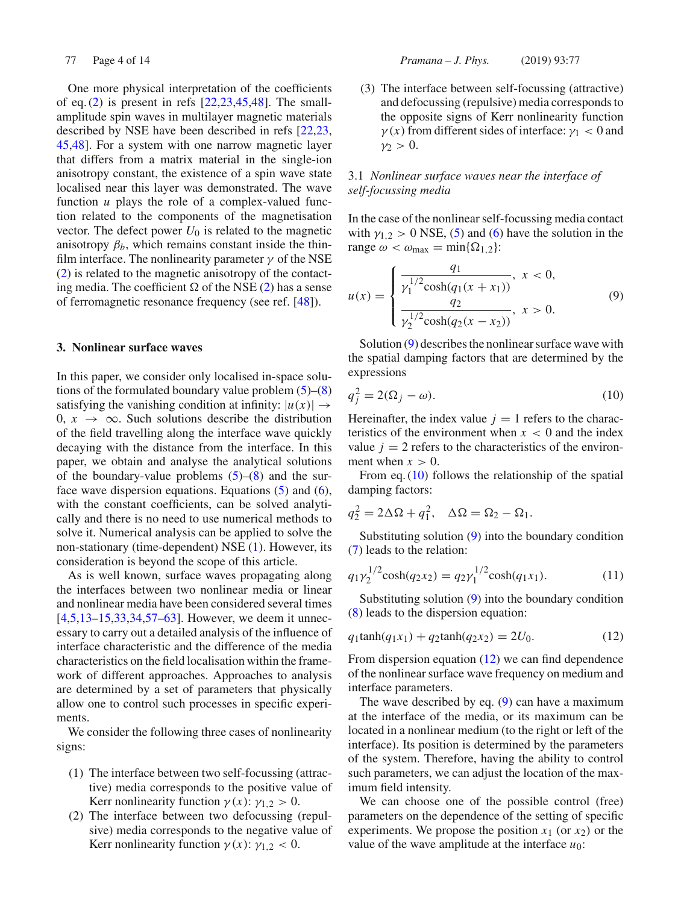One more physical interpretation of the coefficients of eq. (2) is present in refs [22,23,45,48]. The small-amplitude spin waves in multilayer magnetic materials described by NSE have been described in refs [22,23,45,48]. For a system with one narrow magnetic layer that differs from a matrix material in the single-ion anisotropy constant, the existence of a spin wave state localised near this layer was demonstrated. The wave function $u$ plays the role of a complex-valued function related to the components of the magnetisation vector. The defect power $U_0$ is related to the magnetic anisotropy $\beta_b$, which remains constant inside the thin-film interface. The nonlinearity parameter $\gamma$ of the NSE (2) is related to the magnetic anisotropy of the contacting media. The coefficient $\Omega$ of the NSE (2) has a sense of ferromagnetic resonance frequency (see ref. [48]).

## 3. Nonlinear surface waves

In this paper, we consider only localised in-space solutions of the formulated boundary value problem (5)–(8) satisfying the vanishing condition at infinity: $|u(x)| \to 0$, $x \to \infty$. Such solutions describe the distribution of the field travelling along the interface wave quickly decaying with the distance from the interface. In this paper, we obtain and analyse the analytical solutions of the boundary-value problems (5)–(8) and the surface wave dispersion equations. Equations (5) and (6), with the constant coefficients, can be solved analytically and there is no need to use numerical methods to solve it. Numerical analysis can be applied to solve the non-stationary (time-dependent) NSE (1). However, its consideration is beyond the scope of this article.

As is well known, surface waves propagating along the interfaces between two nonlinear media or linear and nonlinear media have been considered several times [4,5,13–15,33,34,57–63]. However, we deem it unnecessary to carry out a detailed analysis of the influence of interface characteristic and the difference of the media characteristics on the field localisation within the framework of different approaches. Approaches to analysis are determined by a set of parameters that physically allow one to control such processes in specific experiments.

We consider the following three cases of nonlinearity signs:

1. The interface between two self-focussing (attractive) media corresponds to the positive value of Kerr nonlinearity function $\gamma(x)$: $\gamma_{1,2} > 0$.
2. The interface between two defocussing (repulsive) media corresponds to the negative value of Kerr nonlinearity function $\gamma(x)$: $\gamma_{1,2} < 0$.
3. The interface between self-focussing (attractive) and defocussing (repulsive) media corresponds to the opposite signs of Kerr nonlinearity function $\gamma(x)$ from different sides of interface: $\gamma_1 < 0$ and $\gamma_2 > 0$.

### 3.1 *Nonlinear surface waves near the interface of self-focussing media*

In the case of the nonlinear self-focussing media contact with $\gamma_{1,2} > 0$ NSE, (5) and (6) have the solution in the range $\omega < \omega_{\max} = \min\{\Omega_{1,2}\}$:

$$u(x) = \begin{cases} \dfrac{q_1}{\gamma_1^{1/2}\cosh(q_1(x + x_1))}, & x < 0, \\[2ex] \dfrac{q_2}{\gamma_2^{1/2}\cosh(q_2(x - x_2))}, & x > 0. \end{cases} \tag{9}$$

Solution (9) describes the nonlinear surface wave with the spatial damping factors that are determined by the expressions

$$q_j^2 = 2(\Omega_j - \omega). \tag{10}$$

Hereinafter, the index value $j = 1$ refers to the characteristics of the environment when $x < 0$ and the index value $j = 2$ refers to the characteristics of the environment when $x > 0$.

From eq. (10) follows the relationship of the spatial damping factors:

$$q_2^2 = 2\Delta\Omega + q_1^2, \quad \Delta\Omega = \Omega_2 - \Omega_1.$$

Substituting solution (9) into the boundary condition (7) leads to the relation:

$$q_1\gamma_2^{1/2}\cosh(q_2x_2) = q_2\gamma_1^{1/2}\cosh(q_1x_1). \tag{11}$$

Substituting solution (9) into the boundary condition (8) leads to the dispersion equation:

$$q_1\tanh(q_1x_1) + q_2\tanh(q_2x_2) = 2U_0. \tag{12}$$

From dispersion equation (12) we can find dependence of the nonlinear surface wave frequency on medium and interface parameters.

The wave described by eq. (9) can have a maximum at the interface of the media, or its maximum can be located in a nonlinear medium (to the right or left of the interface). Its position is determined by the parameters of the system. Therefore, having the ability to control such parameters, we can adjust the location of the maximum field intensity.

We can choose one of the possible control (free) parameters on the dependence of the setting of specific experiments. We propose the position $x_1$ (or $x_2$) or the value of the wave amplitude at the interface $u_0$: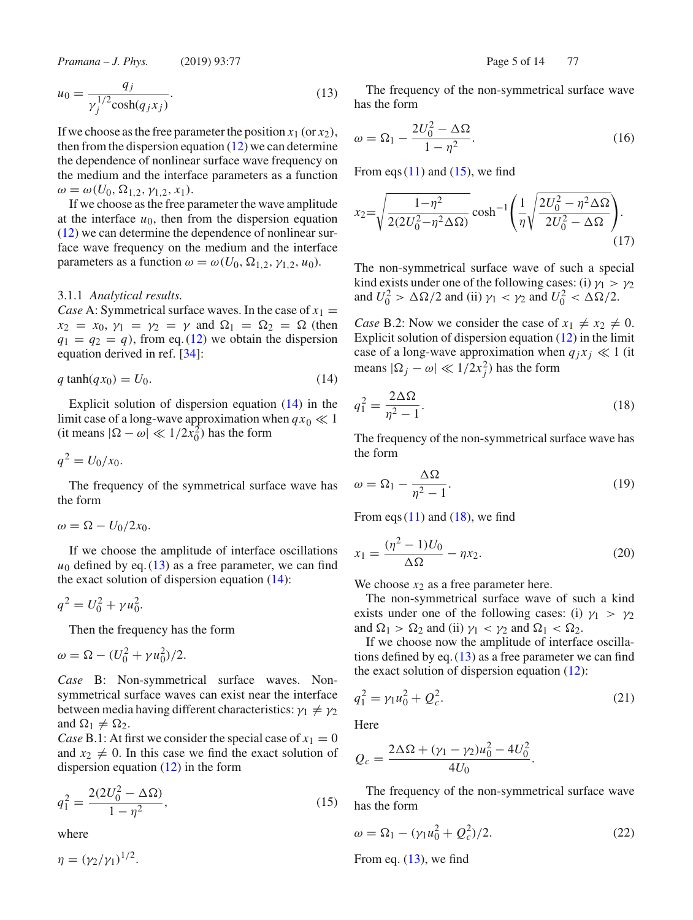$$u_0 = \frac{q_j}{\gamma_j^{1/2} \cosh(q_j x_j)}. \tag{13}$$

If we choose as the free parameter the position $x_1$ (or $x_2$), then from the dispersion equation (12) we can determine the dependence of nonlinear surface wave frequency on the medium and the interface parameters as a function $\omega = \omega(U_0, \Omega_{1,2}, \gamma_{1,2}, x_1)$.

If we choose as the free parameter the wave amplitude at the interface $u_0$, then from the dispersion equation (12) we can determine the dependence of nonlinear surface wave frequency on the medium and the interface parameters as a function $\omega = \omega(U_0, \Omega_{1,2}, \gamma_{1,2}, u_0)$.

#### 3.1.1 *Analytical results.*

*Case* A: Symmetrical surface waves. In the case of $x_1 = x_2 = x_0$, $\gamma_1 = \gamma_2 = \gamma$ and $\Omega_1 = \Omega_2 = \Omega$ (then $q_1 = q_2 = q$), from eq. (12) we obtain the dispersion equation derived in ref. [34]:

$$q \tanh(q x_0) = U_0. \tag{14}$$

Explicit solution of dispersion equation (14) in the limit case of a long-wave approximation when $q x_0 \ll 1$ (it means $|\Omega - \omega| \ll 1/2x_0^2$) has the form

$$q^2 = U_0/x_0.$$

The frequency of the symmetrical surface wave has the form

$$\omega = \Omega - U_0/2x_0.$$

If we choose the amplitude of interface oscillations $u_0$ defined by eq. (13) as a free parameter, we can find the exact solution of dispersion equation (14):

$$q^2 = U_0^2 + \gamma u_0^2.$$

Then the frequency has the form

$$\omega = \Omega - (U_0^2 + \gamma u_0^2)/2.$$

*Case* B: Non-symmetrical surface waves. Non-symmetrical surface waves can exist near the interface between media having different characteristics: $\gamma_1 \neq \gamma_2$ and $\Omega_1 \neq \Omega_2$.

*Case* B.1: At first we consider the special case of $x_1 = 0$ and $x_2 \neq 0$. In this case we find the exact solution of dispersion equation (12) in the form

$$q_1^2 = \frac{2(2U_0^2 - \Delta\Omega)}{1 - \eta^2}, \tag{15}$$

where

$$\eta = (\gamma_2/\gamma_1)^{1/2}.$$

The frequency of the non-symmetrical surface wave has the form

$$\omega = \Omega_1 - \frac{2U_0^2 - \Delta\Omega}{1 - \eta^2}. \tag{16}$$

From eqs (11) and (15), we find

$$x_2 = \sqrt{\frac{1-\eta^2}{2(2U_0^2 - \eta^2 \Delta\Omega)}} \cosh^{-1}\left(\frac{1}{\eta}\sqrt{\frac{2U_0^2 - \eta^2\Delta\Omega}{2U_0^2 - \Delta\Omega}}\right). \tag{17}$$

The non-symmetrical surface wave of such a special kind exists under one of the following cases: (i) $\gamma_1 > \gamma_2$ and $U_0^2 > \Delta\Omega/2$ and (ii) $\gamma_1 < \gamma_2$ and $U_0^2 < \Delta\Omega/2$.

*Case* B.2: Now we consider the case of $x_1 \neq x_2 \neq 0$. Explicit solution of dispersion equation (12) in the limit case of a long-wave approximation when $q_j x_j \ll 1$ (it means $|\Omega_j - \omega| \ll 1/2x_j^2$) has the form

$$q_1^2 = \frac{2\Delta\Omega}{\eta^2 - 1}. \tag{18}$$

The frequency of the non-symmetrical surface wave has the form

$$\omega = \Omega_1 - \frac{\Delta\Omega}{\eta^2 - 1}. \tag{19}$$

From eqs (11) and (18), we find

$$x_1 = \frac{(\eta^2 - 1)U_0}{\Delta\Omega} - \eta x_2. \tag{20}$$

We choose $x_2$ as a free parameter here.

The non-symmetrical surface wave of such a kind exists under one of the following cases: (i) $\gamma_1 > \gamma_2$ and $\Omega_1 > \Omega_2$ and (ii) $\gamma_1 < \gamma_2$ and $\Omega_1 < \Omega_2$.

If we choose now the amplitude of interface oscillations defined by eq. (13) as a free parameter we can find the exact solution of dispersion equation (12):

$$q_1^2 = \gamma_1 u_0^2 + Q_c^2. \tag{21}$$

Here

$$Q_c = \frac{2\Delta\Omega + (\gamma_1 - \gamma_2)u_0^2 - 4U_0^2}{4U_0}.$$

The frequency of the non-symmetrical surface wave has the form

$$\omega = \Omega_1 - (\gamma_1 u_0^2 + Q_c^2)/2. \tag{22}$$

From eq. (13), we find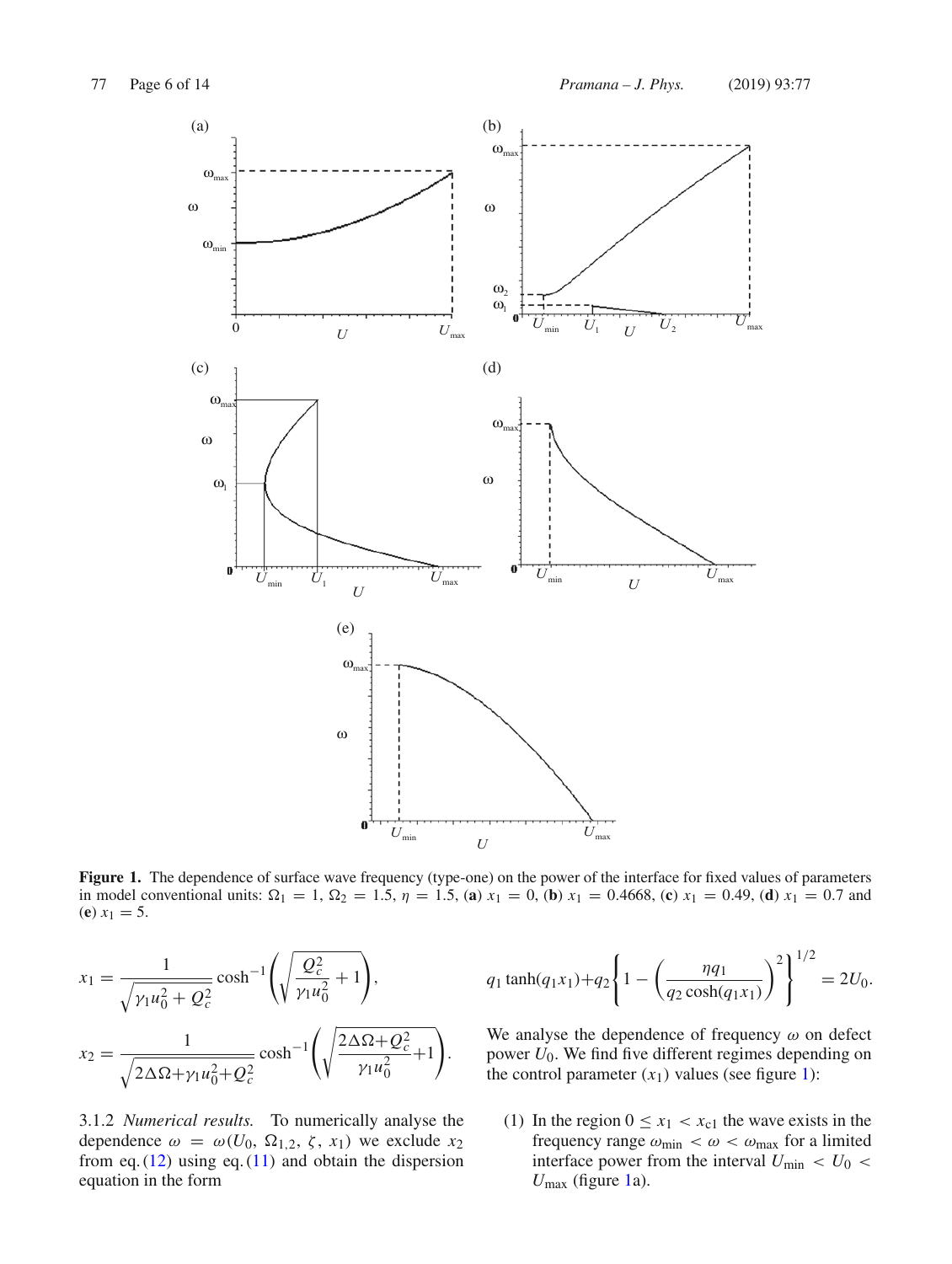**Figure 1.** The dependence of surface wave frequency (type-one) on the power of the interface for fixed values of parameters in model conventional units: $\Omega_1 = 1$, $\Omega_2 = 1.5$, $\eta = 1.5$, (**a**) $x_1 = 0$, (**b**) $x_1 = 0.4668$, (**c**) $x_1 = 0.49$, (**d**) $x_1 = 0.7$ and (**e**) $x_1 = 5$.

$$x_1 = \frac{1}{\sqrt{\gamma_1 u_0^2 + Q_c^2}} \cosh^{-1}\left(\sqrt{\frac{Q_c^2}{\gamma_1 u_0^2} + 1}\right),$$

$$x_2 = \frac{1}{\sqrt{2\Delta\Omega + \gamma_1 u_0^2 + Q_c^2}} \cosh^{-1}\left(\sqrt{\frac{2\Delta\Omega + Q_c^2}{\gamma_1 u_0^2} + 1}\right).$$

3.1.2 *Numerical results.* To numerically analyse the dependence $\omega = \omega(U_0, \Omega_{1,2}, \zeta, x_1)$ we exclude $x_2$ from eq. (12) using eq. (11) and obtain the dispersion equation in the form

$$q_1 \tanh(q_1 x_1) + q_2 \left\{1 - \left(\frac{\eta q_1}{q_2 \cosh(q_1 x_1)}\right)^2\right\}^{1/2} = 2U_0.$$

We analyse the dependence of frequency $\omega$ on defect power $U_0$. We find five different regimes depending on the control parameter ($x_1$) values (see figure 1):

(1) In the region $0 \leq x_1 < x_{c1}$ the wave exists in the frequency range $\omega_{min} < \omega < \omega_{max}$ for a limited interface power from the interval $U_{min} < U_0 < U_{max}$ (figure 1a).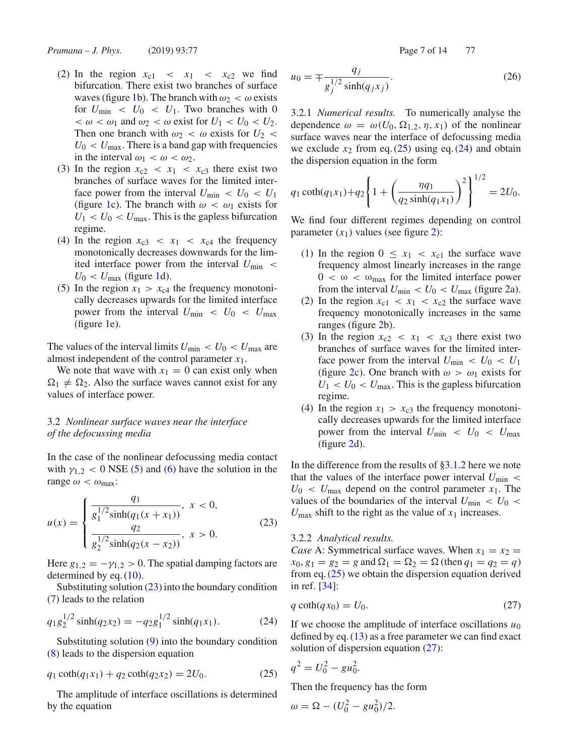(2) In the region $x_{c1} < x_1 < x_{c2}$ we find bifurcation. There exist two branches of surface waves (figure 1b). The branch with $\omega_2 < \omega$ exists for $U_{\min} < U_0 < U_1$. Two branches with $0 < \omega < \omega_1$ and $\omega_2 < \omega$ exist for $U_1 < U_0 < U_2$. Then one branch with $\omega_2 < \omega$ exists for $U_2 < U_0 < U_{\max}$. There is a band gap with frequencies in the interval $\omega_1 < \omega < \omega_2$.

(3) In the region $x_{c2} < x_1 < x_{c3}$ there exist two branches of surface waves for the limited interface power from the interval $U_{\min} < U_0 < U_1$ (figure 1c). The branch with $\omega < \omega_1$ exists for $U_1 < U_0 < U_{\max}$. This is the gapless bifurcation regime.

(4) In the region $x_{c3} < x_1 < x_{c4}$ the frequency monotonically decreases downwards for the limited interface power from the interval $U_{\min} < U_0 < U_{\max}$ (figure 1d).

(5) In the region $x_1 > x_{c4}$ the frequency monotonically decreases upwards for the limited interface power from the interval $U_{\min} < U_0 < U_{\max}$ (figure 1e).

The values of the interval limits $U_{\min} < U_0 < U_{\max}$ are almost independent of the control parameter $x_1$.

We note that wave with $x_1 = 0$ can exist only when $\Omega_1 \neq \Omega_2$. Also the surface waves cannot exist for any values of interface power.

### 3.2 *Nonlinear surface waves near the interface of the defocussing media*

In the case of the nonlinear defocussing media contact with $\gamma_{1,2} < 0$ NSE (5) and (6) have the solution in the range $\omega < \omega_{\max}$:

$$u(x) = \begin{cases} \dfrac{q_1}{g_1^{1/2}\sinh(q_1(x+x_1))}, & x < 0, \\[2ex] \dfrac{q_2}{g_2^{1/2}\sinh(q_2(x-x_2))}, & x > 0. \end{cases} \tag{23}$$

Here $g_{1,2} = -\gamma_{1,2} > 0$. The spatial damping factors are determined by eq. (10).

Substituting solution (23) into the boundary condition (7) leads to the relation

$$q_1 g_2^{1/2}\sinh(q_2x_2) = -q_2 g_1^{1/2}\sinh(q_1x_1). \tag{24}$$

Substituting solution (9) into the boundary condition (8) leads to the dispersion equation

$$q_1\coth(q_1x_1) + q_2\coth(q_2x_2) = 2U_0. \tag{25}$$

The amplitude of interface oscillations is determined by the equation

$$u_0 = \mp\frac{q_j}{g_j^{1/2}\sinh(q_jx_j)}. \tag{26}$$

#### 3.2.1 *Numerical results.*

To numerically analyse the dependence $\omega = \omega(U_0, \Omega_{1,2}, \eta, x_1)$ of the nonlinear surface waves near the interface of defocussing media we exclude $x_2$ from eq. (25) using eq. (24) and obtain the dispersion equation in the form

$$q_1\coth(q_1x_1) + q_2\left\{1 + \left(\frac{\eta q_1}{q_2\sinh(q_1x_1)}\right)^2\right\}^{1/2} = 2U_0.$$

We find four different regimes depending on control parameter ($x_1$) values (see figure 2):

(1) In the region $0 \leq x_1 < x_{c1}$ the surface wave frequency almost linearly increases in the range $0 < \omega < \omega_{\max}$ for the limited interface power from the interval $U_{\min} < U_0 < U_{\max}$ (figure 2a).

(2) In the region $x_{c1} < x_1 < x_{c2}$ the surface wave frequency monotonically increases in the same ranges (figure 2b).

(3) In the region $x_{c2} < x_1 < x_{c3}$ there exist two branches of surface waves for the limited interface power from the interval $U_{\min} < U_0 < U_1$ (figure 2c). One branch with $\omega > \omega_1$ exists for $U_1 < U_0 < U_{\max}$. This is the gapless bifurcation regime.

(4) In the region $x_1 > x_{c3}$ the frequency monotonically decreases upwards for the limited interface power from the interval $U_{\min} < U_0 < U_{\max}$ (figure 2d).

In the difference from the results of §3.1.2 here we note that the values of the interface power interval $U_{\min} < U_0 < U_{\max}$ depend on the control parameter $x_1$. The values of the boundaries of the interval $U_{\min} < U_0 < U_{\max}$ shift to the right as the value of $x_1$ increases.

#### 3.2.2 *Analytical results.*

*Case* A: Symmetrical surface waves. When $x_1 = x_2 = x_0$, $g_1 = g_2 = g$ and $\Omega_1 = \Omega_2 = \Omega$ (then $q_1 = q_2 = q$) from eq. (25) we obtain the dispersion equation derived in ref. [34]:

$$q\coth(qx_0) = U_0. \tag{27}$$

If we choose the amplitude of interface oscillations $u_0$ defined by eq. (13) as a free parameter we can find exact solution of dispersion equation (27):

$$q^2 = U_0^2 - gu_0^2.$$

Then the frequency has the form

$$\omega = \Omega - (U_0^2 - gu_0^2)/2.$$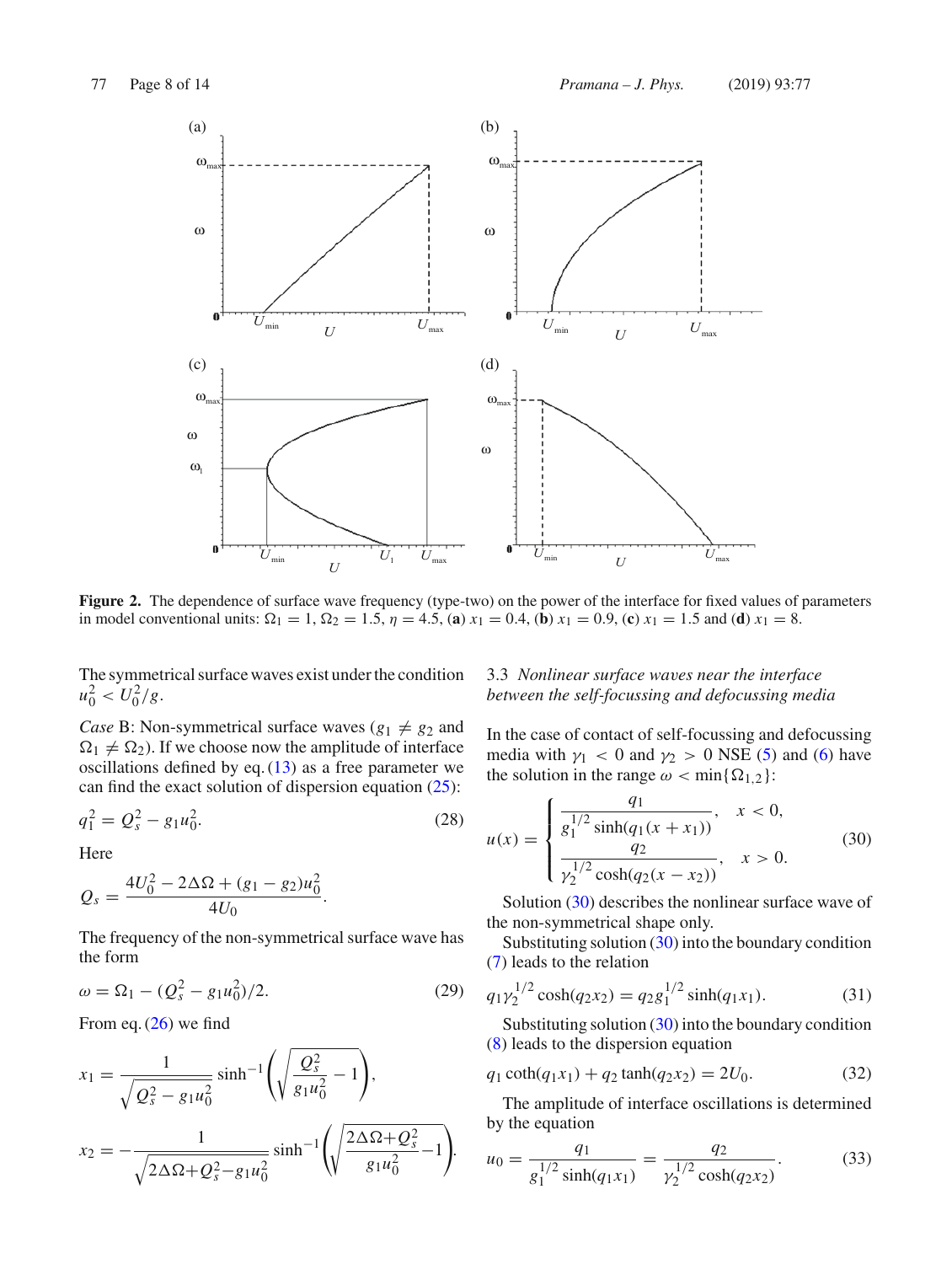**Figure 2.** The dependence of surface wave frequency (type-two) on the power of the interface for fixed values of parameters in model conventional units: $\Omega_1 = 1$, $\Omega_2 = 1.5$, $\eta = 4.5$, (**a**) $x_1 = 0.4$, (**b**) $x_1 = 0.9$, (**c**) $x_1 = 1.5$ and (**d**) $x_1 = 8$.

The symmetrical surface waves exist under the condition $u_0^2 < U_0^2/g$.

*Case* B: Non-symmetrical surface waves ($g_1 \neq g_2$ and $\Omega_1 \neq \Omega_2$). If we choose now the amplitude of interface oscillations defined by eq. (13) as a free parameter we can find the exact solution of dispersion equation (25):

$$q_1^2 = Q_s^2 - g_1 u_0^2. \tag{28}$$

Here

$$Q_s = \frac{4U_0^2 - 2\Delta\Omega + (g_1 - g_2)u_0^2}{4U_0}.$$

The frequency of the non-symmetrical surface wave has the form

$$\omega = \Omega_1 - (Q_s^2 - g_1 u_0^2)/2. \tag{29}$$

From eq. (26) we find

$$x_1 = \frac{1}{\sqrt{Q_s^2 - g_1 u_0^2}} \sinh^{-1}\left(\sqrt{\frac{Q_s^2}{g_1 u_0^2} - 1}\right),$$

$$x_2 = -\frac{1}{\sqrt{2\Delta\Omega + Q_s^2 - g_1 u_0^2}} \sinh^{-1}\left(\sqrt{\frac{2\Delta\Omega + Q_s^2}{g_1 u_0^2} - 1}\right).$$

### 3.3 *Nonlinear surface waves near the interface between the self-focussing and defocussing media*

In the case of contact of self-focussing and defocussing media with $\gamma_1 < 0$ and $\gamma_2 > 0$ NSE (5) and (6) have the solution in the range $\omega < \min\{\Omega_{1,2}\}$:

$$u(x) = \begin{cases} \dfrac{q_1}{g_1^{1/2} \sinh(q_1(x + x_1))}, & x < 0, \\[2ex] \dfrac{q_2}{\gamma_2^{1/2} \cosh(q_2(x - x_2))}, & x > 0. \end{cases} \tag{30}$$

Solution (30) describes the nonlinear surface wave of the non-symmetrical shape only.

Substituting solution (30) into the boundary condition (7) leads to the relation

$$q_1 \gamma_2^{1/2} \cosh(q_2 x_2) = q_2 g_1^{1/2} \sinh(q_1 x_1). \tag{31}$$

Substituting solution (30) into the boundary condition (8) leads to the dispersion equation

$$q_1 \coth(q_1 x_1) + q_2 \tanh(q_2 x_2) = 2U_0. \tag{32}$$

The amplitude of interface oscillations is determined by the equation

$$u_0 = \frac{q_1}{g_1^{1/2} \sinh(q_1 x_1)} = \frac{q_2}{\gamma_2^{1/2} \cosh(q_2 x_2)}. \tag{33}$$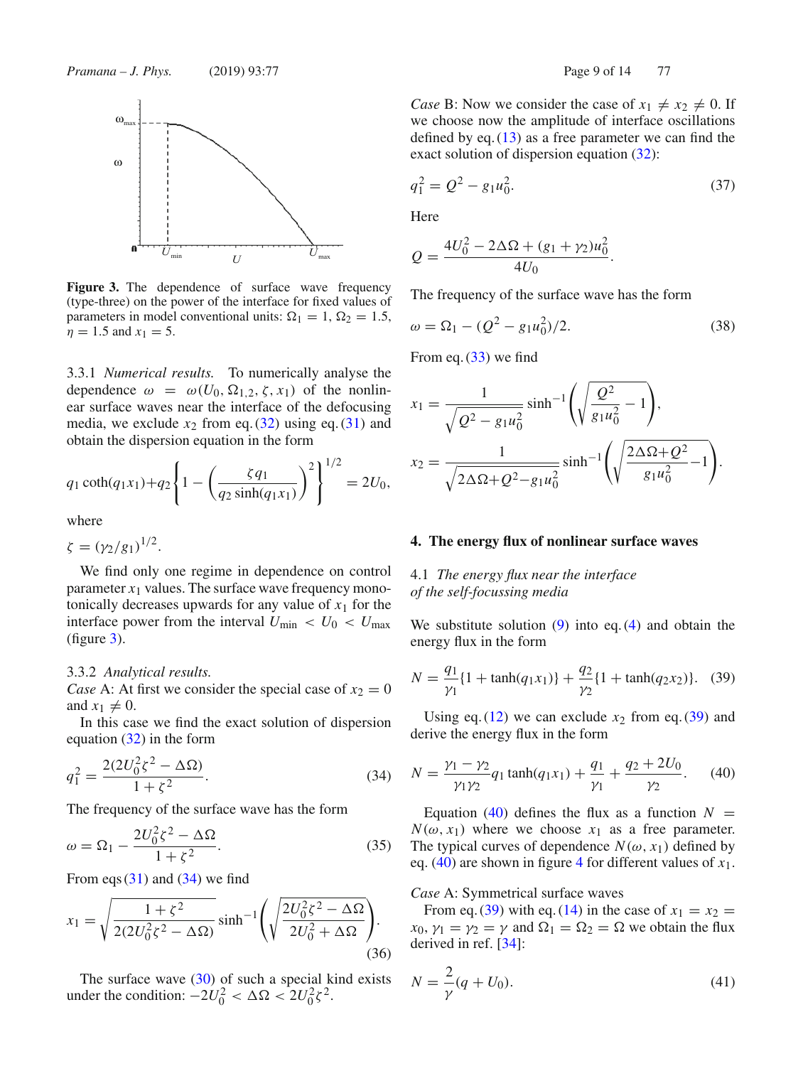**Figure 3.** The dependence of surface wave frequency (type-three) on the power of the interface for fixed values of parameters in model conventional units: $\Omega_1 = 1$, $\Omega_2 = 1.5$, $\eta = 1.5$ and $x_1 = 5$.

3.3.1 *Numerical results.* To numerically analyse the dependence $\omega = \omega(U_0, \Omega_{1,2}, \zeta, x_1)$ of the nonlinear surface waves near the interface of the defocusing media, we exclude $x_2$ from eq. (32) using eq. (31) and obtain the dispersion equation in the form

$$q_1 \coth(q_1 x_1) + q_2 \left\{ 1 - \left( \frac{\zeta q_1}{q_2 \sinh(q_1 x_1)} \right)^2 \right\}^{1/2} = 2U_0,$$

where

$$\zeta = (\gamma_2/g_1)^{1/2}.$$

We find only one regime in dependence on control parameter $x_1$ values. The surface wave frequency monotonically decreases upwards for any value of $x_1$ for the interface power from the interval $U_{\min} < U_0 < U_{\max}$ (figure 3).

3.3.2 *Analytical results.*
*Case* A: At first we consider the special case of $x_2 = 0$ and $x_1 \neq 0$.

In this case we find the exact solution of dispersion equation (32) in the form

$$q_1^2 = \frac{2(2U_0^2 \zeta^2 - \Delta\Omega)}{1 + \zeta^2}. \tag{34}$$

The frequency of the surface wave has the form

$$\omega = \Omega_1 - \frac{2U_0^2 \zeta^2 - \Delta\Omega}{1 + \zeta^2}. \tag{35}$$

From eqs (31) and (34) we find

$$x_1 = \sqrt{\frac{1 + \zeta^2}{2(2U_0^2 \zeta^2 - \Delta\Omega)}} \sinh^{-1}\left( \sqrt{\frac{2U_0^2 \zeta^2 - \Delta\Omega}{2U_0^2 + \Delta\Omega}} \right). \tag{36}$$

The surface wave (30) of such a special kind exists under the condition: $-2U_0^2 < \Delta\Omega < 2U_0^2 \zeta^2$.

*Case* B: Now we consider the case of $x_1 \neq x_2 \neq 0$. If we choose now the amplitude of interface oscillations defined by eq. (13) as a free parameter we can find the exact solution of dispersion equation (32):

$$q_1^2 = Q^2 - g_1 u_0^2. \tag{37}$$

Here

$$Q = \frac{4U_0^2 - 2\Delta\Omega + (g_1 + \gamma_2) u_0^2}{4U_0}.$$

The frequency of the surface wave has the form

$$\omega = \Omega_1 - (Q^2 - g_1 u_0^2)/2. \tag{38}$$

From eq. (33) we find

$$x_1 = \frac{1}{\sqrt{Q^2 - g_1 u_0^2}} \sinh^{-1}\left( \sqrt{\frac{Q^2}{g_1 u_0^2} - 1} \right),$$

$$x_2 = \frac{1}{\sqrt{2\Delta\Omega + Q^2 - g_1 u_0^2}} \sinh^{-1}\left( \sqrt{\frac{2\Delta\Omega + Q^2}{g_1 u_0^2} - 1} \right).$$

## 4. The energy flux of nonlinear surface waves

### 4.1 *The energy flux near the interface of the self-focussing media*

We substitute solution (9) into eq. (4) and obtain the energy flux in the form

$$N = \frac{q_1}{\gamma_1}\{1 + \tanh(q_1 x_1)\} + \frac{q_2}{\gamma_2}\{1 + \tanh(q_2 x_2)\}. \tag{39}$$

Using eq. (12) we can exclude $x_2$ from eq. (39) and derive the energy flux in the form

$$N = \frac{\gamma_1 - \gamma_2}{\gamma_1 \gamma_2} q_1 \tanh(q_1 x_1) + \frac{q_1}{\gamma_1} + \frac{q_2 + 2U_0}{\gamma_2}. \tag{40}$$

Equation (40) defines the flux as a function $N = N(\omega, x_1)$ where we choose $x_1$ as a free parameter. The typical curves of dependence $N(\omega, x_1)$ defined by eq. (40) are shown in figure 4 for different values of $x_1$.

*Case* A: Symmetrical surface waves

From eq. (39) with eq. (14) in the case of $x_1 = x_2 = x_0$, $\gamma_1 = \gamma_2 = \gamma$ and $\Omega_1 = \Omega_2 = \Omega$ we obtain the flux derived in ref. [34]:

$$N = \frac{2}{\gamma}(q + U_0). \tag{41}$$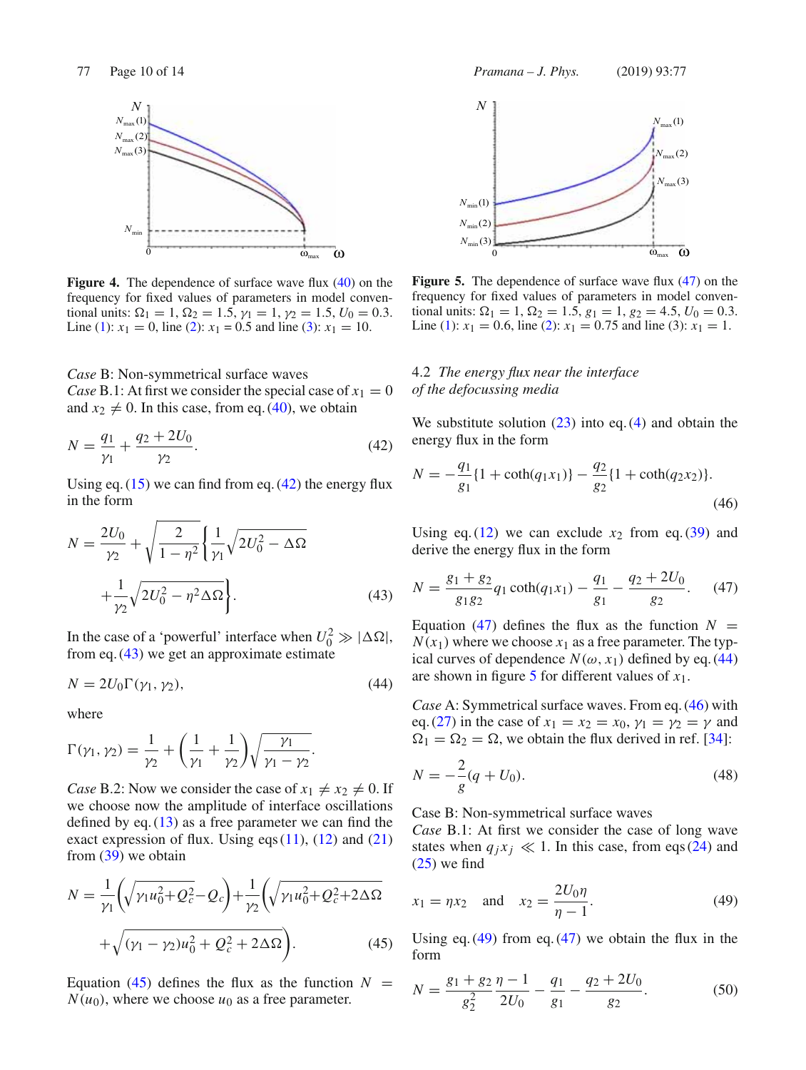**Figure 4.** The dependence of surface wave flux (40) on the frequency for fixed values of parameters in model conventional units: $\Omega_1 = 1$, $\Omega_2 = 1.5$, $\gamma_1 = 1$, $\gamma_2 = 1.5$, $U_0 = 0.3$. Line (1): $x_1 = 0$, line (2): $x_1 = 0.5$ and line (3): $x_1 = 10$.

*Case* B: Non-symmetrical surface waves
*Case* B.1: At first we consider the special case of $x_1 = 0$ and $x_2 \neq 0$. In this case, from eq. (40), we obtain

$$N = \frac{q_1}{\gamma_1} + \frac{q_2 + 2U_0}{\gamma_2}. \tag{42}$$

Using eq. (15) we can find from eq. (42) the energy flux in the form

$$N = \frac{2U_0}{\gamma_2} + \sqrt{\frac{2}{1-\eta^2}}\left\{\frac{1}{\gamma_1}\sqrt{2U_0^2 - \Delta\Omega} + \frac{1}{\gamma_2}\sqrt{2U_0^2 - \eta^2\Delta\Omega}\right\}. \tag{43}$$

In the case of a 'powerful' interface when $U_0^2 \gg |\Delta\Omega|$, from eq. (43) we get an approximate estimate

$$N = 2U_0\Gamma(\gamma_1, \gamma_2), \tag{44}$$

where

$$\Gamma(\gamma_1, \gamma_2) = \frac{1}{\gamma_2} + \left(\frac{1}{\gamma_1} + \frac{1}{\gamma_2}\right)\sqrt{\frac{\gamma_1}{\gamma_1 - \gamma_2}}.$$

*Case* B.2: Now we consider the case of $x_1 \neq x_2 \neq 0$. If we choose now the amplitude of interface oscillations defined by eq. (13) as a free parameter we can find the exact expression of flux. Using eqs (11), (12) and (21) from (39) we obtain

$$N = \frac{1}{\gamma_1}\left(\sqrt{\gamma_1 u_0^2 + Q_c^2} - Q_c\right) + \frac{1}{\gamma_2}\left(\sqrt{\gamma_1 u_0^2 + Q_c^2 + 2\Delta\Omega} + \sqrt{(\gamma_1 - \gamma_2)u_0^2 + Q_c^2 + 2\Delta\Omega}\right). \tag{45}$$

Equation (45) defines the flux as the function $N = N(u_0)$, where we choose $u_0$ as a free parameter.

**Figure 5.** The dependence of surface wave flux (47) on the frequency for fixed values of parameters in model conventional units: $\Omega_1 = 1$, $\Omega_2 = 1.5$, $g_1 = 1$, $g_2 = 4.5$, $U_0 = 0.3$. Line (1): $x_1 = 0.6$, line (2): $x_1 = 0.75$ and line (3): $x_1 = 1$.

### 4.2 *The energy flux near the interface of the defocussing media*

We substitute solution (23) into eq. (4) and obtain the energy flux in the form

$$N = -\frac{q_1}{g_1}\{1 + \coth(q_1 x_1)\} - \frac{q_2}{g_2}\{1 + \coth(q_2 x_2)\}. \tag{46}$$

Using eq. (12) we can exclude $x_2$ from eq. (39) and derive the energy flux in the form

$$N = \frac{g_1 + g_2}{g_1 g_2} q_1 \coth(q_1 x_1) - \frac{q_1}{g_1} - \frac{q_2 + 2U_0}{g_2}. \tag{47}$$

Equation (47) defines the flux as the function $N = N(x_1)$ where we choose $x_1$ as a free parameter. The typical curves of dependence $N(\omega, x_1)$ defined by eq. (44) are shown in figure 5 for different values of $x_1$.

*Case* A: Symmetrical surface waves. From eq. (46) with eq. (27) in the case of $x_1 = x_2 = x_0$, $\gamma_1 = \gamma_2 = \gamma$ and $\Omega_1 = \Omega_2 = \Omega$, we obtain the flux derived in ref. [34]:

$$N = -\frac{2}{g}(q + U_0). \tag{48}$$

Case B: Non-symmetrical surface waves
*Case* B.1: At first we consider the case of long wave states when $q_j x_j \ll 1$. In this case, from eqs (24) and (25) we find

$$x_1 = \eta x_2 \quad \text{and} \quad x_2 = \frac{2U_0\eta}{\eta - 1}. \tag{49}$$

Using eq. (49) from eq. (47) we obtain the flux in the form

$$N = \frac{g_1 + g_2}{g_2^2}\frac{\eta - 1}{2U_0} - \frac{q_1}{g_1} - \frac{q_2 + 2U_0}{g_2}. \tag{50}$$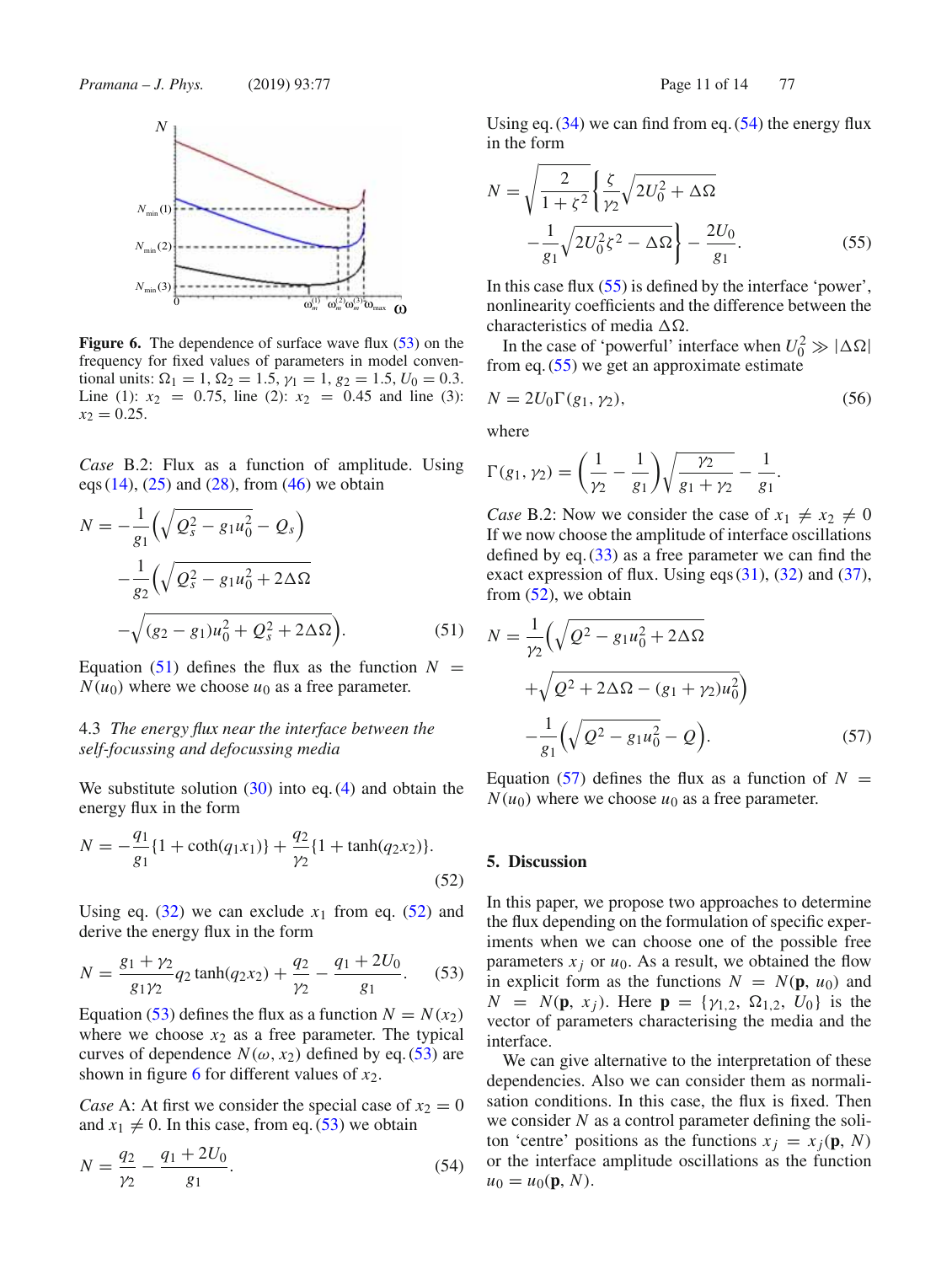**Figure 6.** The dependence of surface wave flux (53) on the frequency for fixed values of parameters in model conventional units: $\Omega_1 = 1$, $\Omega_2 = 1.5$, $\gamma_1 = 1$, $g_2 = 1.5$, $U_0 = 0.3$. Line (1): $x_2 = 0.75$, line (2): $x_2 = 0.45$ and line (3): $x_2 = 0.25$.

*Case* B.2: Flux as a function of amplitude. Using eqs (14), (25) and (28), from (46) we obtain

$$N = -\frac{1}{g_1}\left(\sqrt{Q_s^2 - g_1 u_0^2} - Q_s\right) - \frac{1}{g_2}\left(\sqrt{Q_s^2 - g_1 u_0^2 + 2\Delta\Omega} - \sqrt{(g_2 - g_1)u_0^2 + Q_s^2 + 2\Delta\Omega}\right). \quad (51)$$

Equation (51) defines the flux as the function $N = N(u_0)$ where we choose $u_0$ as a free parameter.

### 4.3 *The energy flux near the interface between the self-focussing and defocussing media*

We substitute solution (30) into eq. (4) and obtain the energy flux in the form

$$N = -\frac{q_1}{g_1}\{1 + \coth(q_1 x_1)\} + \frac{q_2}{\gamma_2}\{1 + \tanh(q_2 x_2)\}. \quad (52)$$

Using eq. (32) we can exclude $x_1$ from eq. (52) and derive the energy flux in the form

$$N = \frac{g_1 + \gamma_2}{g_1 \gamma_2} q_2 \tanh(q_2 x_2) + \frac{q_2}{\gamma_2} - \frac{q_1 + 2U_0}{g_1}. \quad (53)$$

Equation (53) defines the flux as a function $N = N(x_2)$ where we choose $x_2$ as a free parameter. The typical curves of dependence $N(\omega, x_2)$ defined by eq. (53) are shown in figure 6 for different values of $x_2$.

*Case* A: At first we consider the special case of $x_2 = 0$ and $x_1 \neq 0$. In this case, from eq. (53) we obtain

$$N = \frac{q_2}{\gamma_2} - \frac{q_1 + 2U_0}{g_1}. \quad (54)$$

Using eq. (34) we can find from eq. (54) the energy flux in the form

$$N = \sqrt{\frac{2}{1 + \zeta^2}}\left\{\frac{\zeta}{\gamma_2}\sqrt{2U_0^2 + \Delta\Omega} - \frac{1}{g_1}\sqrt{2U_0^2\zeta^2 - \Delta\Omega}\right\} - \frac{2U_0}{g_1}. \quad (55)$$

In this case flux (55) is defined by the interface 'power', nonlinearity coefficients and the difference between the characteristics of media $\Delta\Omega$.

In the case of 'powerful' interface when $U_0^2 \gg |\Delta\Omega|$ from eq. (55) we get an approximate estimate

$$N = 2U_0 \Gamma(g_1, \gamma_2), \quad (56)$$

where

$$\Gamma(g_1, \gamma_2) = \left(\frac{1}{\gamma_2} - \frac{1}{g_1}\right)\sqrt{\frac{\gamma_2}{g_1 + \gamma_2}} - \frac{1}{g_1}.$$

*Case* B.2: Now we consider the case of $x_1 \neq x_2 \neq 0$ If we now choose the amplitude of interface oscillations defined by eq. (33) as a free parameter we can find the exact expression of flux. Using eqs (31), (32) and (37), from (52), we obtain

$$N = \frac{1}{\gamma_2}\left(\sqrt{Q^2 - g_1 u_0^2 + 2\Delta\Omega} + \sqrt{Q^2 + 2\Delta\Omega - (g_1 + \gamma_2)u_0^2}\right) - \frac{1}{g_1}\left(\sqrt{Q^2 - g_1 u_0^2} - Q\right). \quad (57)$$

Equation (57) defines the flux as a function of $N = N(u_0)$ where we choose $u_0$ as a free parameter.

## 5. Discussion

In this paper, we propose two approaches to determine the flux depending on the formulation of specific experiments when we can choose one of the possible free parameters $x_j$ or $u_0$. As a result, we obtained the flow in explicit form as the functions $N = N(\mathbf{p}, u_0)$ and $N = N(\mathbf{p}, x_j)$. Here $\mathbf{p} = \{\gamma_{1,2}, \Omega_{1,2}, U_0\}$ is the vector of parameters characterising the media and the interface.

We can give alternative to the interpretation of these dependencies. Also we can consider them as normalisation conditions. In this case, the flux is fixed. Then we consider $N$ as a control parameter defining the soliton 'centre' positions as the functions $x_j = x_j(\mathbf{p}, N)$ or the interface amplitude oscillations as the function $u_0 = u_0(\mathbf{p}, N)$.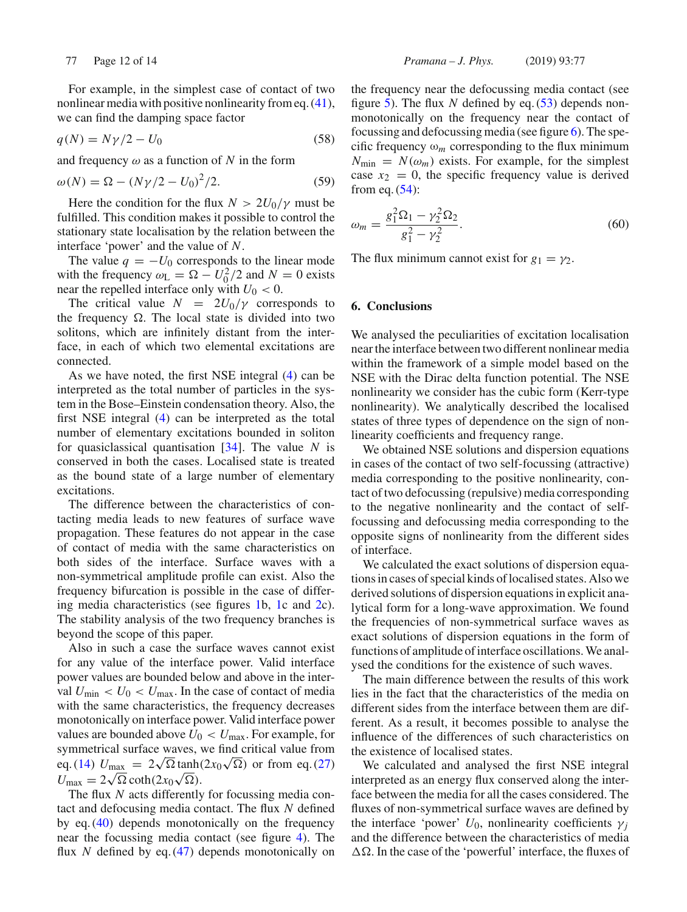For example, in the simplest case of contact of two nonlinear media with positive nonlinearity from eq. (41), we can find the damping space factor

$$q(N) = N\gamma/2 - U_0 \tag{58}$$

and frequency $\omega$ as a function of $N$ in the form

$$\omega(N) = \Omega - (N\gamma/2 - U_0)^2/2. \tag{59}$$

Here the condition for the flux $N > 2U_0/\gamma$ must be fulfilled. This condition makes it possible to control the stationary state localisation by the relation between the interface 'power' and the value of $N$.

The value $q = -U_0$ corresponds to the linear mode with the frequency $\omega_L = \Omega - U_0^2/2$ and $N = 0$ exists near the repelled interface only with $U_0 < 0$.

The critical value $N = 2U_0/\gamma$ corresponds to the frequency $\Omega$. The local state is divided into two solitons, which are infinitely distant from the interface, in each of which two elemental excitations are connected.

As we have noted, the first NSE integral (4) can be interpreted as the total number of particles in the system in the Bose–Einstein condensation theory. Also, the first NSE integral (4) can be interpreted as the total number of elementary excitations bounded in soliton for quasiclassical quantisation [34]. The value $N$ is conserved in both the cases. Localised state is treated as the bound state of a large number of elementary excitations.

The difference between the characteristics of contacting media leads to new features of surface wave propagation. These features do not appear in the case of contact of media with the same characteristics on both sides of the interface. Surface waves with a non-symmetrical amplitude profile can exist. Also the frequency bifurcation is possible in the case of differing media characteristics (see figures 1b, 1c and 2c). The stability analysis of the two frequency branches is beyond the scope of this paper.

Also in such a case the surface waves cannot exist for any value of the interface power. Valid interface power values are bounded below and above in the interval $U_{\min} < U_0 < U_{\max}$. In the case of contact of media with the same characteristics, the frequency decreases monotonically on interface power. Valid interface power values are bounded above $U_0 < U_{\max}$. For example, for symmetrical surface waves, we find critical value from eq. (14) $U_{\max} = 2\sqrt{\Omega}\tanh(2x_0\sqrt{\Omega})$ or from eq. (27) $U_{\max} = 2\sqrt{\Omega}\coth(2x_0\sqrt{\Omega})$.

The flux $N$ acts differently for focussing media contact and defocusing media contact. The flux $N$ defined by eq. (40) depends monotonically on the frequency near the focussing media contact (see figure 4). The flux $N$ defined by eq. (47) depends monotonically on the frequency near the defocussing media contact (see figure 5). The flux $N$ defined by eq. (53) depends non-monotonically on the frequency near the contact of focussing and defocussing media (see figure 6). The specific frequency $\omega_m$ corresponding to the flux minimum $N_{\min} = N(\omega_m)$ exists. For example, for the simplest case $x_2 = 0$, the specific frequency value is derived from eq. (54):

$$\omega_m = \frac{g_1^2\Omega_1 - \gamma_2^2\Omega_2}{g_1^2 - \gamma_2^2}. \tag{60}$$

The flux minimum cannot exist for $g_1 = \gamma_2$.

## 6. Conclusions

We analysed the peculiarities of excitation localisation near the interface between two different nonlinear media within the framework of a simple model based on the NSE with the Dirac delta function potential. The NSE nonlinearity we consider has the cubic form (Kerr-type nonlinearity). We analytically described the localised states of three types of dependence on the sign of nonlinearity coefficients and frequency range.

We obtained NSE solutions and dispersion equations in cases of the contact of two self-focussing (attractive) media corresponding to the positive nonlinearity, contact of two defocussing (repulsive) media corresponding to the negative nonlinearity and the contact of self-focussing and defocussing media corresponding to the opposite signs of nonlinearity from the different sides of interface.

We calculated the exact solutions of dispersion equations in cases of special kinds of localised states. Also we derived solutions of dispersion equations in explicit analytical form for a long-wave approximation. We found the frequencies of non-symmetrical surface waves as exact solutions of dispersion equations in the form of functions of amplitude of interface oscillations. We analysed the conditions for the existence of such waves.

The main difference between the results of this work lies in the fact that the characteristics of the media on different sides from the interface between them are different. As a result, it becomes possible to analyse the influence of the differences of such characteristics on the existence of localised states.

We calculated and analysed the first NSE integral interpreted as an energy flux conserved along the interface between the media for all the cases considered. The fluxes of non-symmetrical surface waves are defined by the interface 'power' $U_0$, nonlinearity coefficients $\gamma_j$ and the difference between the characteristics of media $\Delta\Omega$. In the case of the 'powerful' interface, the fluxes of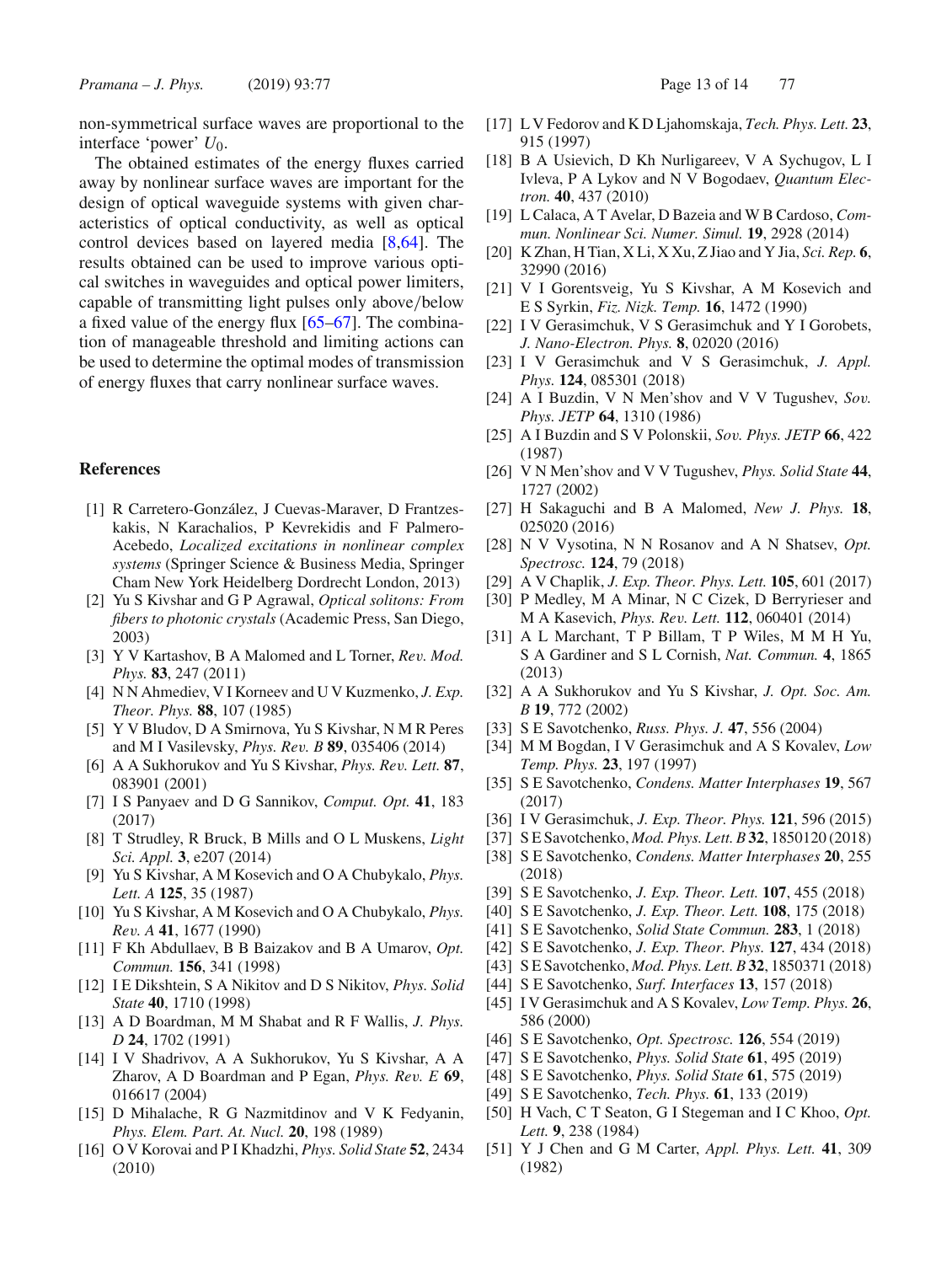non-symmetrical surface waves are proportional to the interface 'power' $U_0$.

The obtained estimates of the energy fluxes carried away by nonlinear surface waves are important for the design of optical waveguide systems with given characteristics of optical conductivity, as well as optical control devices based on layered media [8,64]. The results obtained can be used to improve various optical switches in waveguides and optical power limiters, capable of transmitting light pulses only above/below a fixed value of the energy flux [65–67]. The combination of manageable threshold and limiting actions can be used to determine the optimal modes of transmission of energy fluxes that carry nonlinear surface waves.

## References

[1] R Carretero-González, J Cuevas-Maraver, D Frantzeskakis, N Karachalios, P Kevrekidis and F Palmero-Acebedo, *Localized excitations in nonlinear complex systems* (Springer Science & Business Media, Springer Cham New York Heidelberg Dordrecht London, 2013)

[2] Yu S Kivshar and G P Agrawal, *Optical solitons: From fibers to photonic crystals* (Academic Press, San Diego, 2003)

[3] Y V Kartashov, B A Malomed and L Torner, *Rev. Mod. Phys.* **83**, 247 (2011)

[4] N N Ahmediev, V I Korneev and U V Kuzmenko, *J. Exp. Theor. Phys.* **88**, 107 (1985)

[5] Y V Bludov, D A Smirnova, Yu S Kivshar, N M R Peres and M I Vasilevsky, *Phys. Rev. B* **89**, 035406 (2014)

[6] A A Sukhorukov and Yu S Kivshar, *Phys. Rev. Lett.* **87**, 083901 (2001)

[7] I S Panyaev and D G Sannikov, *Comput. Opt.* **41**, 183 (2017)

[8] T Strudley, R Bruck, B Mills and O L Muskens, *Light Sci. Appl.* **3**, e207 (2014)

[9] Yu S Kivshar, A M Kosevich and O A Chubykalo, *Phys. Lett. A* **125**, 35 (1987)

[10] Yu S Kivshar, A M Kosevich and O A Chubykalo, *Phys. Rev. A* **41**, 1677 (1990)

[11] F Kh Abdullaev, B B Baizakov and B A Umarov, *Opt. Commun.* **156**, 341 (1998)

[12] I E Dikshtein, S A Nikitov and D S Nikitov, *Phys. Solid State* **40**, 1710 (1998)

[13] A D Boardman, M M Shabat and R F Wallis, *J. Phys. D* **24**, 1702 (1991)

[14] I V Shadrivov, A A Sukhorukov, Yu S Kivshar, A A Zharov, A D Boardman and P Egan, *Phys. Rev. E* **69**, 016617 (2004)

[15] D Mihalache, R G Nazmitdinov and V K Fedyanin, *Phys. Elem. Part. At. Nucl.* **20**, 198 (1989)

[16] O V Korovai and P I Khadzhi, *Phys. Solid State* **52**, 2434 (2010)

[17] L V Fedorov and K D Ljahomskaja, *Tech. Phys. Lett.* **23**, 915 (1997)

[18] B A Usievich, D Kh Nurligareev, V A Sychugov, L I Ivleva, P A Lykov and N V Bogodaev, *Quantum Electron.* **40**, 437 (2010)

[19] L Calaca, A T Avelar, D Bazeia and W B Cardoso, *Commun. Nonlinear Sci. Numer. Simul.* **19**, 2928 (2014)

[20] K Zhan, H Tian, X Li, X Xu, Z Jiao and Y Jia, *Sci. Rep.* **6**, 32990 (2016)

[21] V I Gorentsveig, Yu S Kivshar, A M Kosevich and E S Syrkin, *Fiz. Nizk. Temp.* **16**, 1472 (1990)

[22] I V Gerasimchuk, V S Gerasimchuk and Y I Gorobets, *J. Nano-Electron. Phys.* **8**, 02020 (2016)

[23] I V Gerasimchuk and V S Gerasimchuk, *J. Appl. Phys.* **124**, 085301 (2018)

[24] A I Buzdin, V N Men'shov and V V Tugushev, *Sov. Phys. JETP* **64**, 1310 (1986)

[25] A I Buzdin and S V Polonskii, *Sov. Phys. JETP* **66**, 422 (1987)

[26] V N Men'shov and V V Tugushev, *Phys. Solid State* **44**, 1727 (2002)

[27] H Sakaguchi and B A Malomed, *New J. Phys.* **18**, 025020 (2016)

[28] N V Vysotina, N N Rosanov and A N Shatsev, *Opt. Spectrosc.* **124**, 79 (2018)

[29] A V Chaplik, *J. Exp. Theor. Phys. Lett.* **105**, 601 (2017)

[30] P Medley, M A Minar, N C Cizek, D Berryrieser and M A Kasevich, *Phys. Rev. Lett.* **112**, 060401 (2014)

[31] A L Marchant, T P Billam, T P Wiles, M M H Yu, S A Gardiner and S L Cornish, *Nat. Commun.* **4**, 1865 (2013)

[32] A A Sukhorukov and Yu S Kivshar, *J. Opt. Soc. Am. B* **19**, 772 (2002)

[33] S E Savotchenko, *Russ. Phys. J.* **47**, 556 (2004)

[34] M M Bogdan, I V Gerasimchuk and A S Kovalev, *Low Temp. Phys.* **23**, 197 (1997)

[35] S E Savotchenko, *Condens. Matter Interphases* **19**, 567 (2017)

[36] I V Gerasimchuk, *J. Exp. Theor. Phys.* **121**, 596 (2015)

[37] S E Savotchenko, *Mod. Phys. Lett. B* **32**, 1850120 (2018)

[38] S E Savotchenko, *Condens. Matter Interphases* **20**, 255 (2018)

[39] S E Savotchenko, *J. Exp. Theor. Lett.* **107**, 455 (2018)

[40] S E Savotchenko, *J. Exp. Theor. Lett.* **108**, 175 (2018)

[41] S E Savotchenko, *Solid State Commun.* **283**, 1 (2018)

[42] S E Savotchenko, *J. Exp. Theor. Phys.* **127**, 434 (2018)

[43] S E Savotchenko, *Mod. Phys. Lett. B* **32**, 1850371 (2018)

[44] S E Savotchenko, *Surf. Interfaces* **13**, 157 (2018)

[45] I V Gerasimchuk and A S Kovalev, *Low Temp. Phys.* **26**, 586 (2000)

[46] S E Savotchenko, *Opt. Spectrosc.* **126**, 554 (2019)

[47] S E Savotchenko, *Phys. Solid State* **61**, 495 (2019)

[48] S E Savotchenko, *Phys. Solid State* **61**, 575 (2019)

[49] S E Savotchenko, *Tech. Phys.* **61**, 133 (2019)

[50] H Vach, C T Seaton, G I Stegeman and I C Khoo, *Opt. Lett.* **9**, 238 (1984)

[51] Y J Chen and G M Carter, *Appl. Phys. Lett.* **41**, 309 (1982)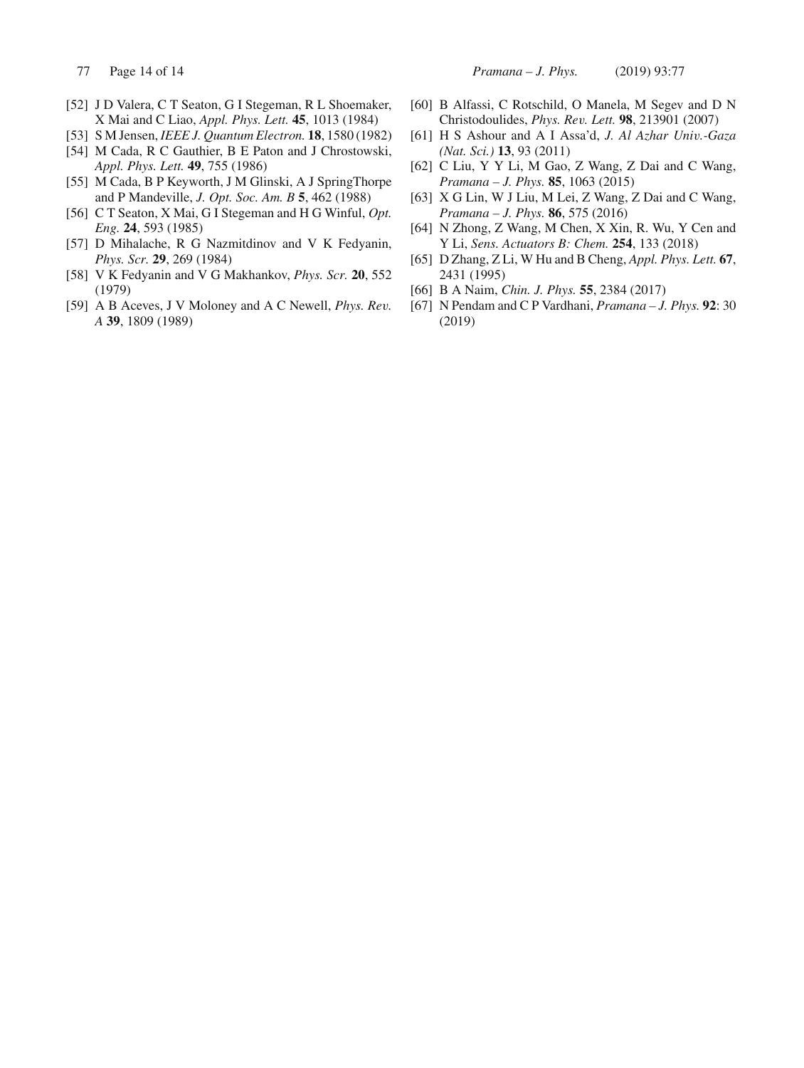[52] J D Valera, C T Seaton, G I Stegeman, R L Shoemaker, X Mai and C Liao, *Appl. Phys. Lett.* **45**, 1013 (1984)

[53] S M Jensen, *IEEE J. Quantum Electron.* **18**, 1580 (1982)

[54] M Cada, R C Gauthier, B E Paton and J Chrostowski, *Appl. Phys. Lett.* **49**, 755 (1986)

[55] M Cada, B P Keyworth, J M Glinski, A J SpringThorpe and P Mandeville, *J. Opt. Soc. Am. B* **5**, 462 (1988)

[56] C T Seaton, X Mai, G I Stegeman and H G Winful, *Opt. Eng.* **24**, 593 (1985)

[57] D Mihalache, R G Nazmitdinov and V K Fedyanin, *Phys. Scr.* **29**, 269 (1984)

[58] V K Fedyanin and V G Makhankov, *Phys. Scr.* **20**, 552 (1979)

[59] A B Aceves, J V Moloney and A C Newell, *Phys. Rev. A* **39**, 1809 (1989)

[60] B Alfassi, C Rotschild, O Manela, M Segev and D N Christodoulides, *Phys. Rev. Lett.* **98**, 213901 (2007)

[61] H S Ashour and A I Assa'd, *J. Al Azhar Univ.-Gaza (Nat. Sci.)* **13**, 93 (2011)

[62] C Liu, Y Y Li, M Gao, Z Wang, Z Dai and C Wang, *Pramana – J. Phys.* **85**, 1063 (2015)

[63] X G Lin, W J Liu, M Lei, Z Wang, Z Dai and C Wang, *Pramana – J. Phys.* **86**, 575 (2016)

[64] N Zhong, Z Wang, M Chen, X Xin, R. Wu, Y Cen and Y Li, *Sens. Actuators B: Chem.* **254**, 133 (2018)

[65] D Zhang, Z Li, W Hu and B Cheng, *Appl. Phys. Lett.* **67**, 2431 (1995)

[66] B A Naim, *Chin. J. Phys.* **55**, 2384 (2017)

[67] N Pendam and C P Vardhani, *Pramana – J. Phys.* **92**: 30 (2019)